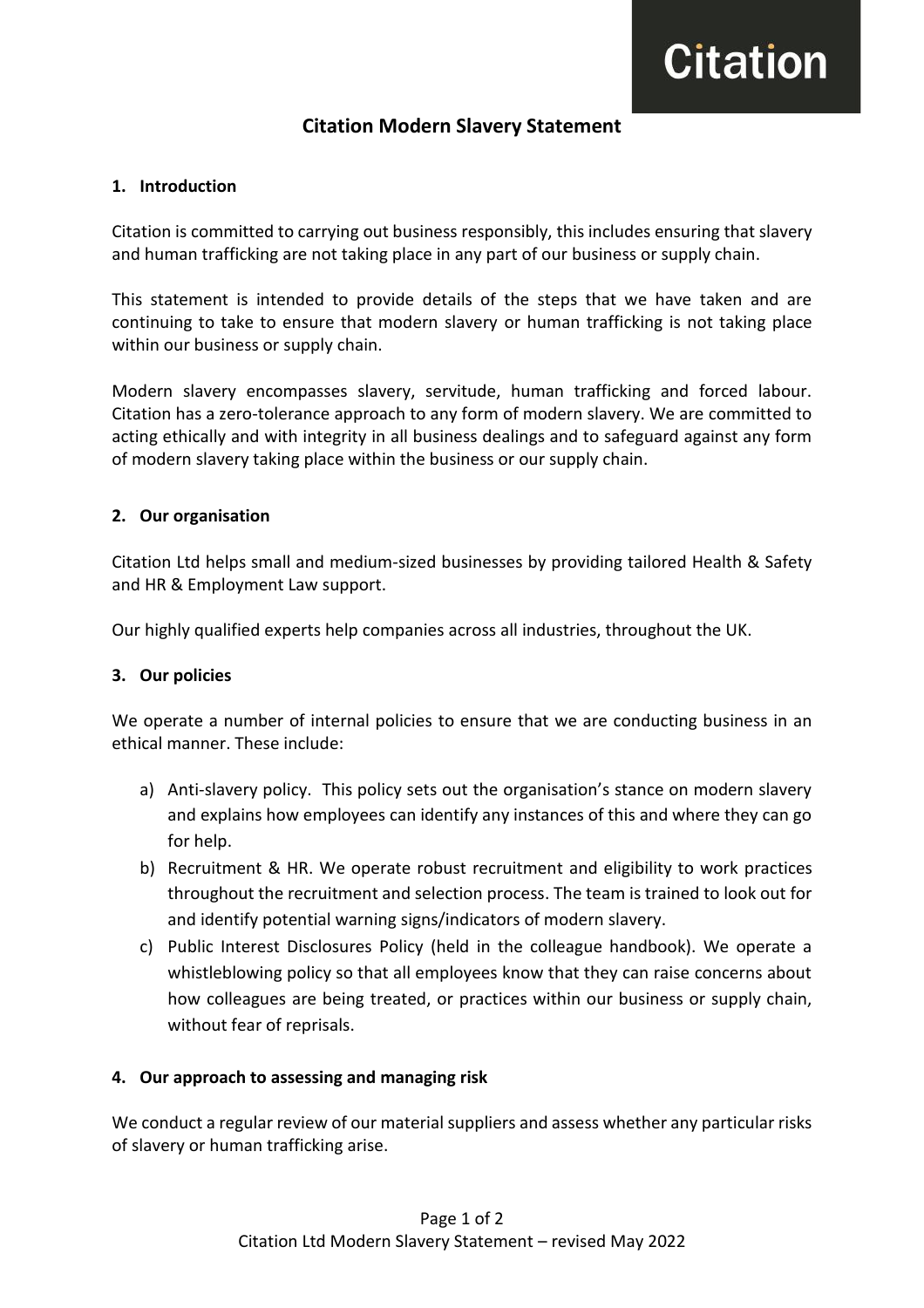Citation

# Citation Modern Slavery Statement

## 1. Introduction

Citation is committed to carrying out business responsibly, this includes ensuring that slavery and human trafficking are not taking place in any part of our business or supply chain.

This statement is intended to provide details of the steps that we have taken and are continuing to take to ensure that modern slavery or human trafficking is not taking place within our business or supply chain.

Modern slavery encompasses slavery, servitude, human trafficking and forced labour. Citation has a zero-tolerance approach to any form of modern slavery. We are committed to acting ethically and with integrity in all business dealings and to safeguard against any form of modern slavery taking place within the business or our supply chain.

## 2. Our organisation

Citation Ltd helps small and medium-sized businesses by providing tailored Health & Safety and HR & Employment Law support.

Our highly qualified experts help companies across all industries, throughout the UK.

## 3. Our policies

We operate a number of internal policies to ensure that we are conducting business in an ethical manner. These include:

a) Anti-slavery policy. This policy sets out the organisation's stance on modern slavery and explains how employees can identify any instances of this and where they can go for help.

b) Recruitment & HR. We operate robust recruitment and eligibility to work practices throughout the recruitment and selection process. The team is trained to look out for and identify potential warning signs/indicators of modern slavery.

c) Public Interest Disclosures Policy (held in the colleague handbook). We operate a whistleblowing policy so that all employees know that they can raise concerns about how colleagues are being treated, or practices within our business or supply chain, without fear of reprisals.

## 4. Our approach to assessing and managing risk

We conduct a regular review of our material suppliers and assess whether any particular risks of slavery or human trafficking arise.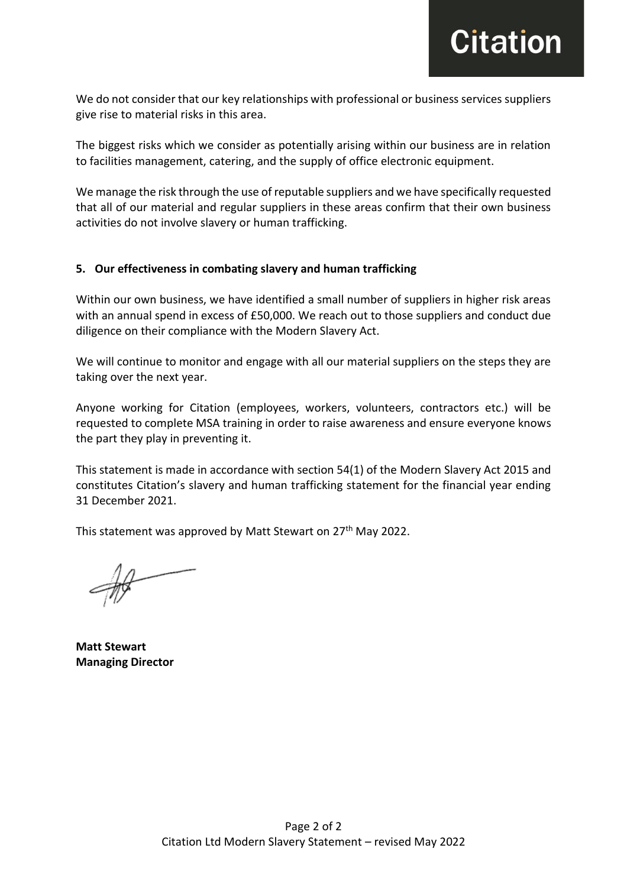We do not consider that our key relationships with professional or business services suppliers give rise to material risks in this area.

The biggest risks which we consider as potentially arising within our business are in relation to facilities management, catering, and the supply of office electronic equipment.

We manage the risk through the use of reputable suppliers and we have specifically requested that all of our material and regular suppliers in these areas confirm that their own business activities do not involve slavery or human trafficking.

## 5. Our effectiveness in combating slavery and human trafficking

Within our own business, we have identified a small number of suppliers in higher risk areas with an annual spend in excess of £50,000. We reach out to those suppliers and conduct due diligence on their compliance with the Modern Slavery Act.

We will continue to monitor and engage with all our material suppliers on the steps they are taking over the next year.

Anyone working for Citation (employees, workers, volunteers, contractors etc.) will be requested to complete MSA training in order to raise awareness and ensure everyone knows the part they play in preventing it.

This statement is made in accordance with section 54(1) of the Modern Slavery Act 2015 and constitutes Citation's slavery and human trafficking statement for the financial year ending 31 December 2021.

This statement was approved by Matt Stewart on 27th May 2022.

**Matt Stewart**
**Managing Director**